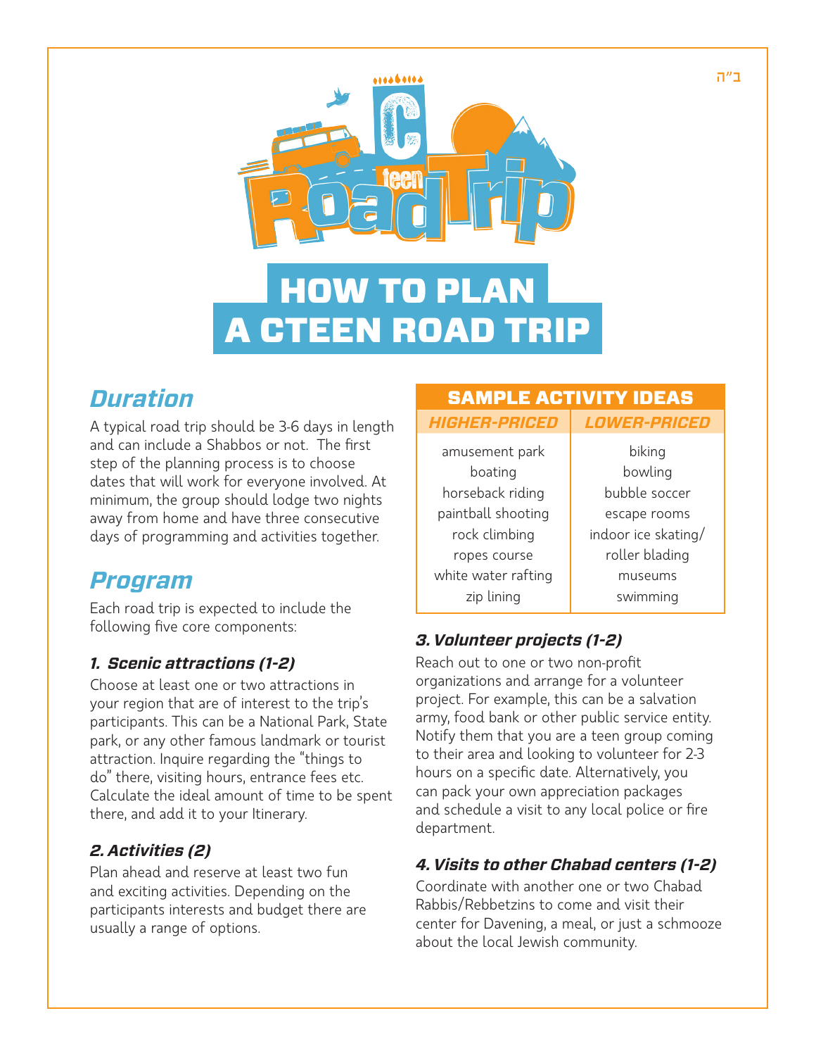ב"ה

# HOW TO PLAN A CTEEN ROAD TRIP

## *Duration*

A typical road trip should be 3-6 days in length and can include a Shabbos or not. The first step of the planning process is to choose dates that will work for everyone involved. At minimum, the group should lodge two nights away from home and have three consecutive days of programming and activities together.

## *Program*

Each road trip is expected to include the following five core components:

### *1. Scenic attractions (1-2)*

Choose at least one or two attractions in your region that are of interest to the trip's participants. This can be a National Park, State park, or any other famous landmark or tourist attraction. Inquire regarding the "things to do" there, visiting hours, entrance fees etc. Calculate the ideal amount of time to be spent there, and add it to your Itinerary.

### *2. Activities (2)*

Plan ahead and reserve at least two fun and exciting activities. Depending on the participants interests and budget there are usually a range of options.

**SAMPLE ACTIVITY IDEAS**

| *HIGHER-PRICED* | *LOWER-PRICED* |
|---|---|
| amusement park | biking |
| boating | bowling |
| horseback riding | bubble soccer |
| paintball shooting | escape rooms |
| rock climbing | indoor ice skating/ roller blading |
| ropes course | museums |
| white water rafting | swimming |
| zip lining | |

### *3. Volunteer projects (1-2)*

Reach out to one or two non-profit organizations and arrange for a volunteer project. For example, this can be a salvation army, food bank or other public service entity. Notify them that you are a teen group coming to their area and looking to volunteer for 2-3 hours on a specific date. Alternatively, you can pack your own appreciation packages and schedule a visit to any local police or fire department.

### *4. Visits to other Chabad centers (1-2)*

Coordinate with another one or two Chabad Rabbis/Rebbetzins to come and visit their center for Davening, a meal, or just a schmooze about the local Jewish community.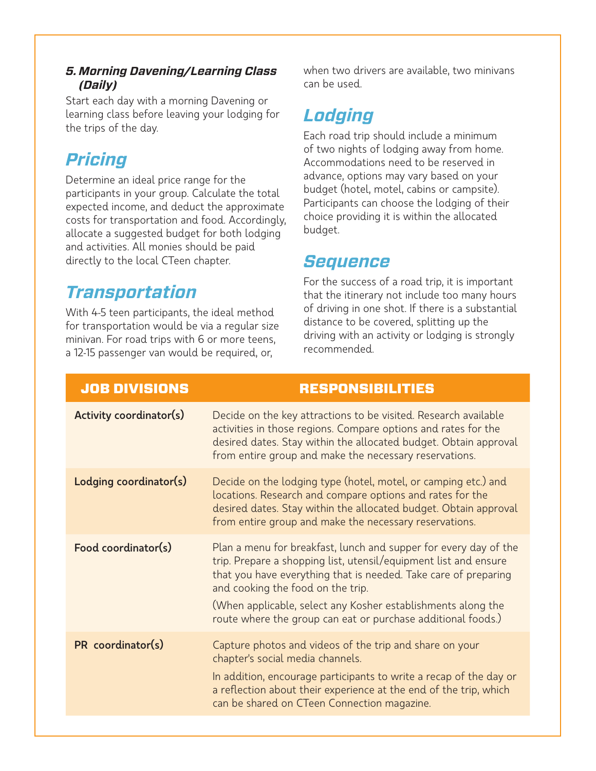### *5. Morning Davening/Learning Class (Daily)*

Start each day with a morning Davening or learning class before leaving your lodging for the trips of the day.

## *Pricing*

Determine an ideal price range for the participants in your group. Calculate the total expected income, and deduct the approximate costs for transportation and food. Accordingly, allocate a suggested budget for both lodging and activities. All monies should be paid directly to the local CTeen chapter.

## *Transportation*

With 4-5 teen participants, the ideal method for transportation would be via a regular size minivan. For road trips with 6 or more teens, a 12-15 passenger van would be required, or, when two drivers are available, two minivans can be used.

## *Lodging*

Each road trip should include a minimum of two nights of lodging away from home. Accommodations need to be reserved in advance, options may vary based on your budget (hotel, motel, cabins or campsite). Participants can choose the lodging of their choice providing it is within the allocated budget.

## *Sequence*

For the success of a road trip, it is important that the itinerary not include too many hours of driving in one shot. If there is a substantial distance to be covered, splitting up the driving with an activity or lodging is strongly recommended.

| JOB DIVISIONS | RESPONSIBILITIES |
|---|---|
| **Activity coordinator(s)** | Decide on the key attractions to be visited. Research available activities in those regions. Compare options and rates for the desired dates. Stay within the allocated budget. Obtain approval from entire group and make the necessary reservations. |
| **Lodging coordinator(s)** | Decide on the lodging type (hotel, motel, or camping etc.) and locations. Research and compare options and rates for the desired dates. Stay within the allocated budget. Obtain approval from entire group and make the necessary reservations. |
| **Food coordinator(s)** | Plan a menu for breakfast, lunch and supper for every day of the trip. Prepare a shopping list, utensil/equipment list and ensure that you have everything that is needed. Take care of preparing and cooking the food on the trip. (When applicable, select any Kosher establishments along the route where the group can eat or purchase additional foods.) |
| **PR coordinator(s)** | Capture photos and videos of the trip and share on your chapter's social media channels. In addition, encourage participants to write a recap of the day or a reflection about their experience at the end of the trip, which can be shared on CTeen Connection magazine. |